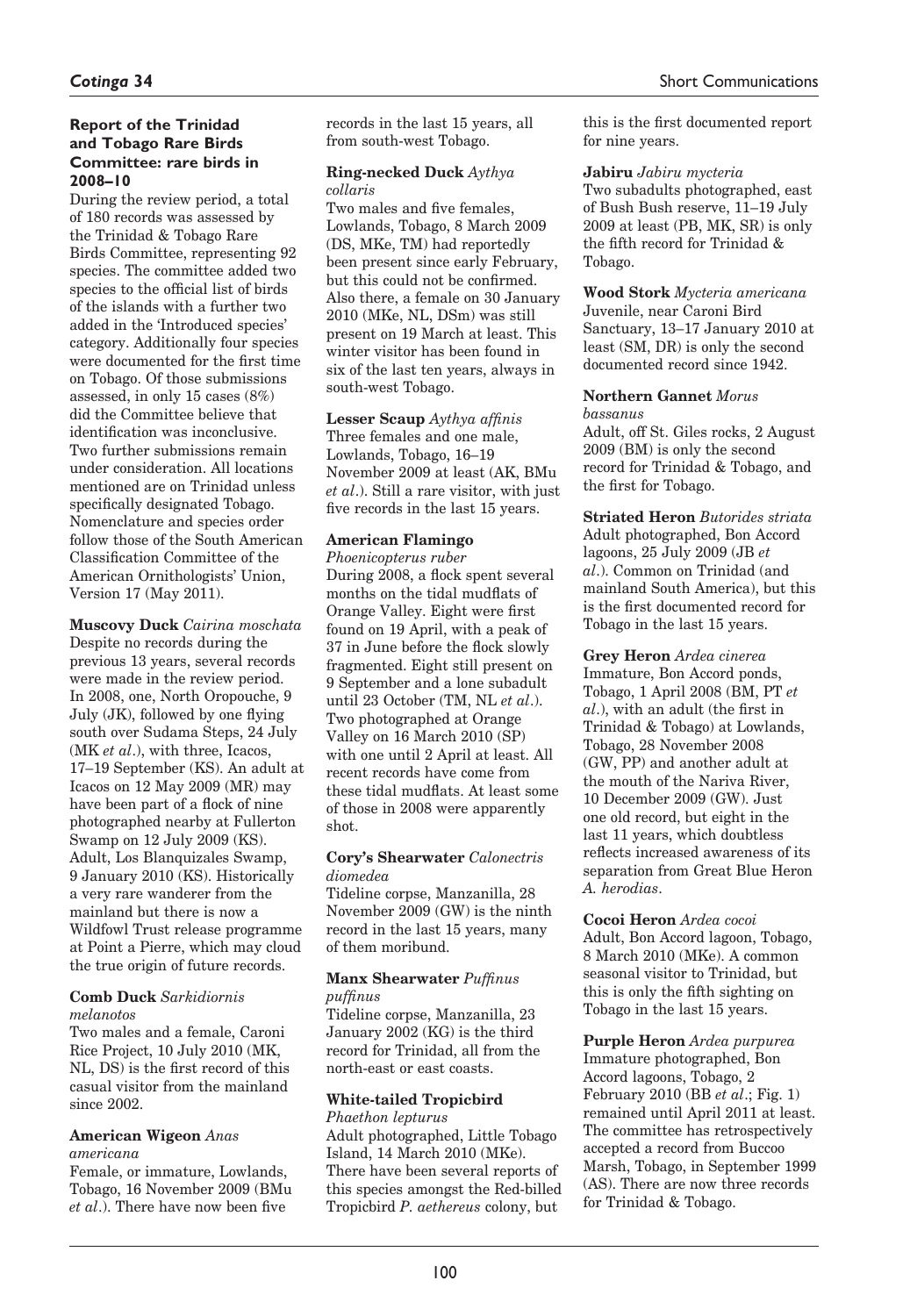## Report of the Trinidad and Tobago Rare Birds Committee: rare birds in 2008–10

During the review period, a total of 180 records was assessed by the Trinidad & Tobago Rare Birds Committee, representing 92 species. The committee added two species to the official list of birds of the islands with a further two added in the 'Introduced species' category. Additionally four species were documented for the first time on Tobago. Of those submissions assessed, in only 15 cases (8%) did the Committee believe that identification was inconclusive. Two further submissions remain under consideration. All locations mentioned are on Trinidad unless specifically designated Tobago. Nomenclature and species order follow those of the South American Classification Committee of the American Ornithologists' Union, Version 17 (May 2011).

**Muscovy Duck** *Cairina moschata*
Despite no records during the previous 13 years, several records were made in the review period. In 2008, one, North Oropouche, 9 July (JK), followed by one flying south over Sudama Steps, 24 July (MK *et al*.), with three, Icacos, 17–19 September (KS). An adult at Icacos on 12 May 2009 (MR) may have been part of a flock of nine photographed nearby at Fullerton Swamp on 12 July 2009 (KS). Adult, Los Blanquizales Swamp, 9 January 2010 (KS). Historically a very rare wanderer from the mainland but there is now a Wildfowl Trust release programme at Point a Pierre, which may cloud the true origin of future records.

**Comb Duck** *Sarkidiornis melanotos*
Two males and a female, Caroni Rice Project, 10 July 2010 (MK, NL, DS) is the first record of this casual visitor from the mainland since 2002.

**American Wigeon** *Anas americana*
Female, or immature, Lowlands, Tobago, 16 November 2009 (BMu *et al*.). There have now been five records in the last 15 years, all from south-west Tobago.

**Ring-necked Duck** *Aythya collaris*
Two males and five females, Lowlands, Tobago, 8 March 2009 (DS, MKe, TM) had reportedly been present since early February, but this could not be confirmed. Also there, a female on 30 January 2010 (MKe, NL, DSm) was still present on 19 March at least. This winter visitor has been found in six of the last ten years, always in south-west Tobago.

**Lesser Scaup** *Aythya affinis*
Three females and one male, Lowlands, Tobago, 16–19 November 2009 at least (AK, BMu *et al*.). Still a rare visitor, with just five records in the last 15 years.

**American Flamingo** *Phoenicopterus ruber*
During 2008, a flock spent several months on the tidal mudflats of Orange Valley. Eight were first found on 19 April, with a peak of 37 in June before the flock slowly fragmented. Eight still present on 9 September and a lone subadult until 23 October (TM, NL *et al*.). Two photographed at Orange Valley on 16 March 2010 (SP) with one until 2 April at least. All recent records have come from these tidal mudflats. At least some of those in 2008 were apparently shot.

**Cory's Shearwater** *Calonectris diomedea*
Tideline corpse, Manzanilla, 28 November 2009 (GW) is the ninth record in the last 15 years, many of them moribund.

**Manx Shearwater** *Puffinus puffinus*
Tideline corpse, Manzanilla, 23 January 2002 (KG) is the third record for Trinidad, all from the north-east or east coasts.

**White-tailed Tropicbird** *Phaethon lepturus*
Adult photographed, Little Tobago Island, 14 March 2010 (MKe). There have been several reports of this species amongst the Red-billed Tropicbird *P. aethereus* colony, but this is the first documented report for nine years.

**Jabiru** *Jabiru mycteria*
Two subadults photographed, east of Bush Bush reserve, 11–19 July 2009 at least (PB, MK, SR) is only the fifth record for Trinidad & Tobago.

**Wood Stork** *Mycteria americana*
Juvenile, near Caroni Bird Sanctuary, 13–17 January 2010 at least (SM, DR) is only the second documented record since 1942.

**Northern Gannet** *Morus bassanus*
Adult, off St. Giles rocks, 2 August 2009 (BM) is only the second record for Trinidad & Tobago, and the first for Tobago.

**Striated Heron** *Butorides striata*
Adult photographed, Bon Accord lagoons, 25 July 2009 (JB *et al*.). Common on Trinidad (and mainland South America), but this is the first documented record for Tobago in the last 15 years.

**Grey Heron** *Ardea cinerea*
Immature, Bon Accord ponds, Tobago, 1 April 2008 (BM, PT *et al*.), with an adult (the first in Trinidad & Tobago) at Lowlands, Tobago, 28 November 2008 (GW, PP) and another adult at the mouth of the Nariva River, 10 December 2009 (GW). Just one old record, but eight in the last 11 years, which doubtless reflects increased awareness of its separation from Great Blue Heron *A. herodias*.

**Cocoi Heron** *Ardea cocoi*
Adult, Bon Accord lagoon, Tobago, 8 March 2010 (MKe). A common seasonal visitor to Trinidad, but this is only the fifth sighting on Tobago in the last 15 years.

**Purple Heron** *Ardea purpurea*
Immature photographed, Bon Accord lagoons, Tobago, 2 February 2010 (BB *et al*.; Fig. 1) remained until April 2011 at least. The committee has retrospectively accepted a record from Buccoo Marsh, Tobago, in September 1999 (AS). There are now three records for Trinidad & Tobago.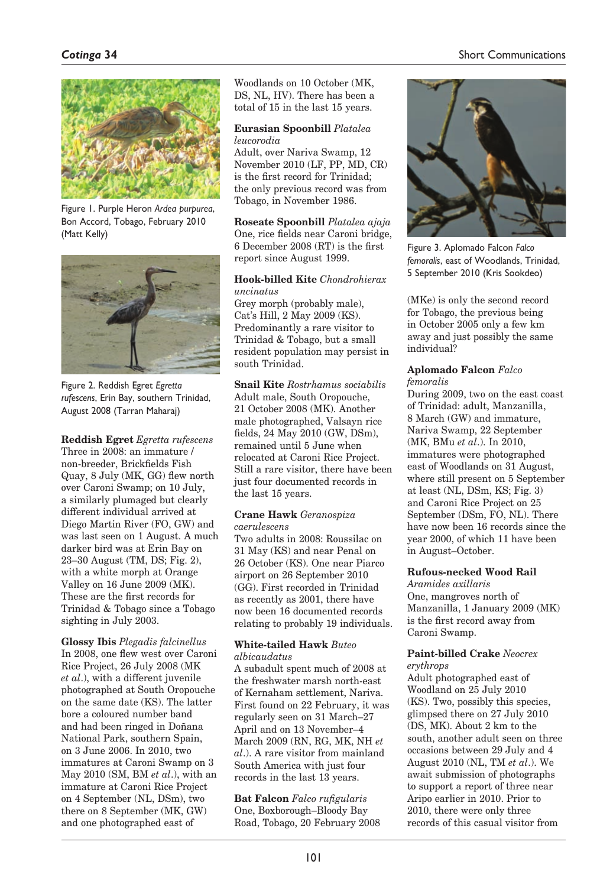Figure 1. Purple Heron *Ardea purpurea*, Bon Accord, Tobago, February 2010 (Matt Kelly)

Figure 2. Reddish Egret *Egretta rufescens*, Erin Bay, southern Trinidad, August 2008 (Tarran Maharaj)

**Reddish Egret** *Egretta rufescens*
Three in 2008: an immature / non-breeder, Brickfields Fish Quay, 8 July (MK, GG) flew north over Caroni Swamp; on 10 July, a similarly plumaged but clearly different individual arrived at Diego Martin River (FO, GW) and was last seen on 1 August. A much darker bird was at Erin Bay on 23–30 August (TM, DS; Fig. 2), with a white morph at Orange Valley on 16 June 2009 (MK). These are the first records for Trinidad & Tobago since a Tobago sighting in July 2003.

**Glossy Ibis** *Plegadis falcinellus*
In 2008, one flew west over Caroni Rice Project, 26 July 2008 (MK *et al*.), with a different juvenile photographed at South Oropouche on the same date (KS). The latter bore a coloured number band and had been ringed in Doñana National Park, southern Spain, on 3 June 2006. In 2010, two immatures at Caroni Swamp on 3 May 2010 (SM, BM *et al*.), with an immature at Caroni Rice Project on 4 September (NL, DSm), two there on 8 September (MK, GW) and one photographed east of Woodlands on 10 October (MK, DS, NL, HV). There has been a total of 15 in the last 15 years.

**Eurasian Spoonbill** *Platalea leucorodia*
Adult, over Nariva Swamp, 12 November 2010 (LF, PP, MD, CR) is the first record for Trinidad; the only previous record was from Tobago, in November 1986.

**Roseate Spoonbill** *Platalea ajaja*
One, rice fields near Caroni bridge, 6 December 2008 (RT) is the first report since August 1999.

**Hook-billed Kite** *Chondrohierax uncinatus*
Grey morph (probably male), Cat's Hill, 2 May 2009 (KS). Predominantly a rare visitor to Trinidad & Tobago, but a small resident population may persist in south Trinidad.

**Snail Kite** *Rostrhamus sociabilis*
Adult male, South Oropouche, 21 October 2008 (MK). Another male photographed, Valsayn rice fields, 24 May 2010 (GW, DSm), remained until 5 June when relocated at Caroni Rice Project. Still a rare visitor, there have been just four documented records in the last 15 years.

**Crane Hawk** *Geranospiza caerulescens*
Two adults in 2008: Roussilac on 31 May (KS) and near Penal on 26 October (KS). One near Piarco airport on 26 September 2010 (GG). First recorded in Trinidad as recently as 2001, there have now been 16 documented records relating to probably 19 individuals.

**White-tailed Hawk** *Buteo albicaudatus*
A subadult spent much of 2008 at the freshwater marsh north-east of Kernaham settlement, Nariva. First found on 22 February, it was regularly seen on 31 March–27 April and on 13 November–4 March 2009 (RN, RG, MK, NH *et al*.). A rare visitor from mainland South America with just four records in the last 13 years.

**Bat Falcon** *Falco rufigularis*
One, Boxborough–Bloody Bay Road, Tobago, 20 February 2008 (MKe) is only the second record for Tobago, the previous being in October 2005 only a few km away and just possibly the same individual?

Figure 3. Aplomado Falcon *Falco femoralis*, east of Woodlands, Trinidad, 5 September 2010 (Kris Sookdeo)

**Aplomado Falcon** *Falco femoralis*
During 2009, two on the east coast of Trinidad: adult, Manzanilla, 8 March (GW) and immature, Nariva Swamp, 22 September (MK, BMu *et al*.). In 2010, immatures were photographed east of Woodlands on 31 August, where still present on 5 September at least (NL, DSm, KS; Fig. 3) and Caroni Rice Project on 25 September (DSm, FO, NL). There have now been 16 records since the year 2000, of which 11 have been in August–October.

**Rufous-necked Wood Rail** *Aramides axillaris*
One, mangroves north of Manzanilla, 1 January 2009 (MK) is the first record away from Caroni Swamp.

**Paint-billed Crake** *Neocrex erythrops*
Adult photographed east of Woodland on 25 July 2010 (KS). Two, possibly this species, glimpsed there on 27 July 2010 (DS, MK). About 2 km to the south, another adult seen on three occasions between 29 July and 4 August 2010 (NL, TM *et al*.). We await submission of photographs to support a report of three near Aripo earlier in 2010. Prior to 2010, there were only three records of this casual visitor from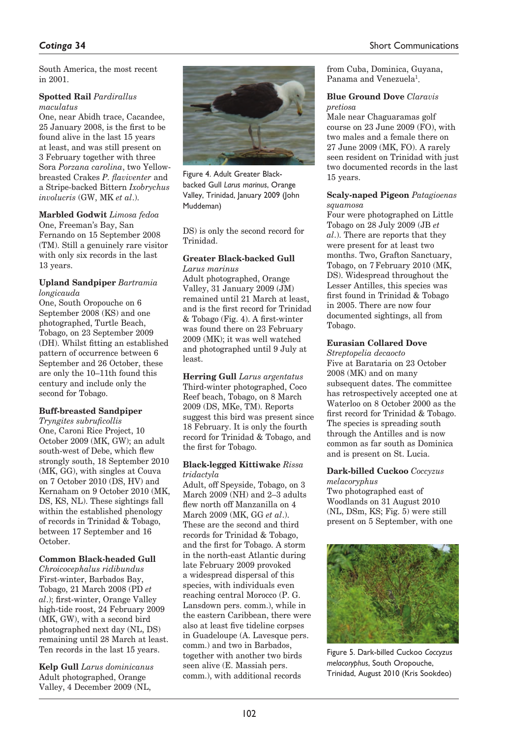South America, the most recent in 2001.

**Spotted Rail** *Pardirallus maculatus*
One, near Abidh trace, Cacandee, 25 January 2008, is the first to be found alive in the last 15 years at least, and was still present on 3 February together with three Sora *Porzana carolina*, two Yellow-breasted Crakes *P. flaviventer* and a Stripe-backed Bittern *Ixobrychus involucris* (GW, MK *et al*.).

**Marbled Godwit** *Limosa fedoa*
One, Freeman's Bay, San Fernando on 15 September 2008 (TM). Still a genuinely rare visitor with only six records in the last 13 years.

**Upland Sandpiper** *Bartramia longicauda*
One, South Oropouche on 6 September 2008 (KS) and one photographed, Turtle Beach, Tobago, on 23 September 2009 (DH). Whilst fitting an established pattern of occurrence between 6 September and 26 October, these are only the 10–11th found this century and include only the second for Tobago.

**Buff-breasted Sandpiper** *Tryngites subruficollis*
One, Caroni Rice Project, 10 October 2009 (MK, GW); an adult south-west of Debe, which flew strongly south, 18 September 2010 (MK, GG), with singles at Couva on 7 October 2010 (DS, HV) and Kernaham on 9 October 2010 (MK, DS, KS, NL). These sightings fall within the established phenology of records in Trinidad & Tobago, between 17 September and 16 October.

**Common Black-headed Gull** *Chroicocephalus ridibundus*
First-winter, Barbados Bay, Tobago, 21 March 2008 (PD *et al*.); first-winter, Orange Valley high-tide roost, 24 February 2009 (MK, GW), with a second bird photographed next day (NL, DS) remaining until 28 March at least. Ten records in the last 15 years.

**Kelp Gull** *Larus dominicanus*
Adult photographed, Orange Valley, 4 December 2009 (NL, DS) is only the second record for Trinidad.

Figure 4. Adult Greater Black-backed Gull *Larus marinus*, Orange Valley, Trinidad, January 2009 (John Muddeman)

**Greater Black-backed Gull** *Larus marinus*
Adult photographed, Orange Valley, 31 January 2009 (JM) remained until 21 March at least, and is the first record for Trinidad & Tobago (Fig. 4). A first-winter was found there on 23 February 2009 (MK); it was well watched and photographed until 9 July at least.

**Herring Gull** *Larus argentatus*
Third-winter photographed, Coco Reef beach, Tobago, on 8 March 2009 (DS, MKe, TM). Reports suggest this bird was present since 18 February. It is only the fourth record for Trinidad & Tobago, and the first for Tobago.

**Black-legged Kittiwake** *Rissa tridactyla*
Adult, off Speyside, Tobago, on 3 March 2009 (NH) and 2–3 adults flew north off Manzanilla on 4 March 2009 (MK, GG *et al*.). These are the second and third records for Trinidad & Tobago, and the first for Tobago. A storm in the north-east Atlantic during late February 2009 provoked a widespread dispersal of this species, with individuals even reaching central Morocco (P. G. Lansdown pers. comm.), while in the eastern Caribbean, there were also at least five tideline corpses in Guadeloupe (A. Lavesque pers. comm.) and two in Barbados, together with another two birds seen alive (E. Massiah pers. comm.), with additional records from Cuba, Dominica, Guyana, Panama and Venezuela[1].

**Blue Ground Dove** *Claravis pretiosa*
Male near Chaguaramas golf course on 23 June 2009 (FO), with two males and a female there on 27 June 2009 (MK, FO). A rarely seen resident on Trinidad with just two documented records in the last 15 years.

**Scaly-naped Pigeon** *Patagioenas squamosa*
Four were photographed on Little Tobago on 28 July 2009 (JB *et al*.). There are reports that they were present for at least two months. Two, Grafton Sanctuary, Tobago, on 7 February 2010 (MK, DS). Widespread throughout the Lesser Antilles, this species was first found in Trinidad & Tobago in 2005. There are now four documented sightings, all from Tobago.

**Eurasian Collared Dove** *Streptopelia decaocto*
Five at Barataria on 23 October 2008 (MK) and on many subsequent dates. The committee has retrospectively accepted one at Waterloo on 8 October 2000 as the first record for Trinidad & Tobago. The species is spreading south through the Antilles and is now common as far south as Dominica and is present on St. Lucia.

**Dark-billed Cuckoo** *Coccyzus melacoryphus*
Two photographed east of Woodlands on 31 August 2010 (NL, DSm, KS; Fig. 5) were still present on 5 September, with one

Figure 5. Dark-billed Cuckoo *Coccyzus melacoryphus*, South Oropouche, Trinidad, August 2010 (Kris Sookdeo)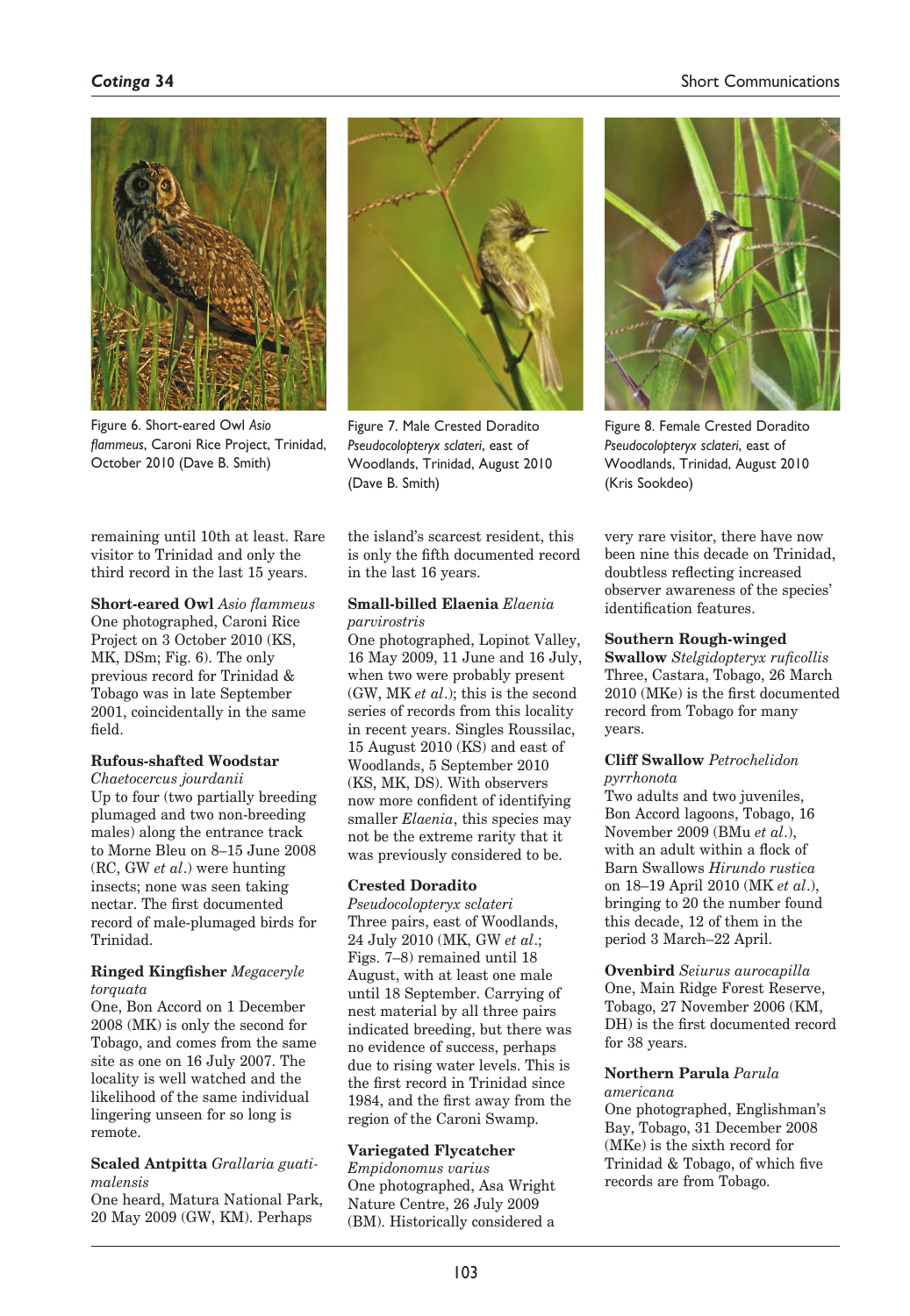Figure 6. Short-eared Owl *Asio flammeus*, Caroni Rice Project, Trinidad, October 2010 (Dave B. Smith)

Figure 7. Male Crested Doradito *Pseudocolopteryx sclateri*, east of Woodlands, Trinidad, August 2010 (Dave B. Smith)

Figure 8. Female Crested Doradito *Pseudocolopteryx sclateri*, east of Woodlands, Trinidad, August 2010 (Kris Sookdeo)

remaining until 10th at least. Rare visitor to Trinidad and only the third record in the last 15 years.

**Short-eared Owl** *Asio flammeus*
One photographed, Caroni Rice Project on 3 October 2010 (KS, MK, DSm; Fig. 6). The only previous record for Trinidad & Tobago was in late September 2001, coincidentally in the same field.

**Rufous-shafted Woodstar** *Chaetocercus jourdanii*
Up to four (two partially breeding plumaged and two non-breeding males) along the entrance track to Morne Bleu on 8–15 June 2008 (RC, GW *et al.*) were hunting insects; none was seen taking nectar. The first documented record of male-plumaged birds for Trinidad.

**Ringed Kingfisher** *Megaceryle torquata*
One, Bon Accord on 1 December 2008 (MK) is only the second for Tobago, and comes from the same site as one on 16 July 2007. The locality is well watched and the likelihood of the same individual lingering unseen for so long is remote.

**Scaled Antpitta** *Grallaria guatimalensis*
One heard, Matura National Park, 20 May 2009 (GW, KM). Perhaps the island's scarcest resident, this is only the fifth documented record in the last 16 years.

**Small-billed Elaenia** *Elaenia parvirostris*
One photographed, Lopinot Valley, 16 May 2009, 11 June and 16 July, when two were probably present (GW, MK *et al.*); this is the second series of records from this locality in recent years. Singles Roussilac, 15 August 2010 (KS) and east of Woodlands, 5 September 2010 (KS, MK, DS). With observers now more confident of identifying smaller *Elaenia*, this species may not be the extreme rarity that it was previously considered to be.

**Crested Doradito** *Pseudocolopteryx sclateri*
Three pairs, east of Woodlands, 24 July 2010 (MK, GW *et al.*; Figs. 7–8) remained until 18 August, with at least one male until 18 September. Carrying of nest material by all three pairs indicated breeding, but there was no evidence of success, perhaps due to rising water levels. This is the first record in Trinidad since 1984, and the first away from the region of the Caroni Swamp.

**Variegated Flycatcher** *Empidonomus varius*
One photographed, Asa Wright Nature Centre, 26 July 2009 (BM). Historically considered a very rare visitor, there have now been nine this decade on Trinidad, doubtless reflecting increased observer awareness of the species' identification features.

**Southern Rough-winged Swallow** *Stelgidopteryx ruficollis*
Three, Castara, Tobago, 26 March 2010 (MKe) is the first documented record from Tobago for many years.

**Cliff Swallow** *Petrochelidon pyrrhonota*
Two adults and two juveniles, Bon Accord lagoons, Tobago, 16 November 2009 (BMu *et al.*), with an adult within a flock of Barn Swallows *Hirundo rustica* on 18–19 April 2010 (MK *et al.*), bringing to 20 the number found this decade, 12 of them in the period 3 March–22 April.

**Ovenbird** *Seiurus aurocapilla*
One, Main Ridge Forest Reserve, Tobago, 27 November 2006 (KM, DH) is the first documented record for 38 years.

**Northern Parula** *Parula americana*
One photographed, Englishman's Bay, Tobago, 31 December 2008 (MKe) is the sixth record for Trinidad & Tobago, of which five records are from Tobago.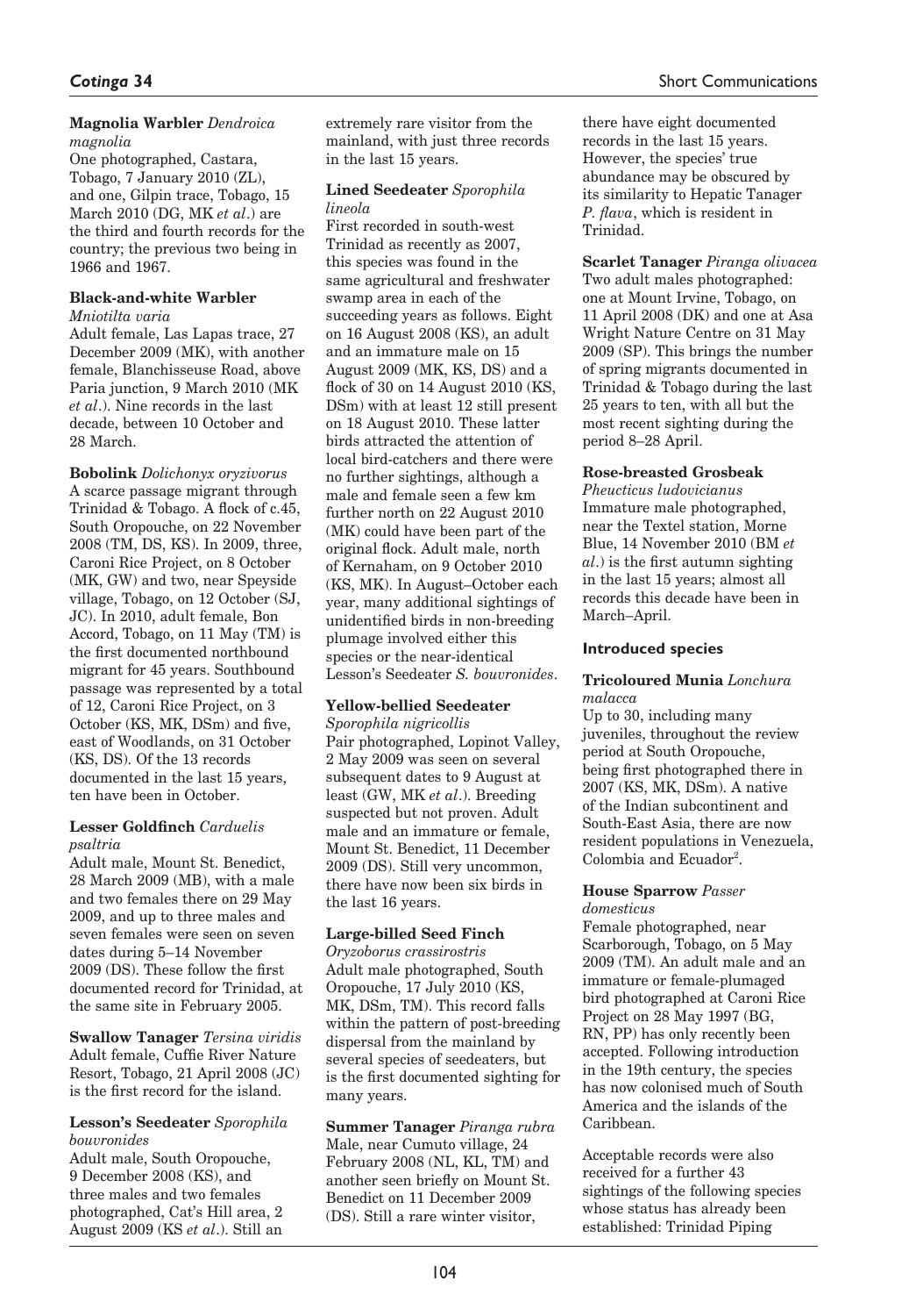**Magnolia Warbler** *Dendroica magnolia*
One photographed, Castara, Tobago, 7 January 2010 (ZL), and one, Gilpin trace, Tobago, 15 March 2010 (DG, MK *et al*.) are the third and fourth records for the country; the previous two being in 1966 and 1967.

**Black-and-white Warbler** *Mniotilta varia*
Adult female, Las Lapas trace, 27 December 2009 (MK), with another female, Blanchisseuse Road, above Paria junction, 9 March 2010 (MK *et al*.). Nine records in the last decade, between 10 October and 28 March.

**Bobolink** *Dolichonyx oryzivorus*
A scarce passage migrant through Trinidad & Tobago. A flock of c.45, South Oropouche, on 22 November 2008 (TM, DS, KS). In 2009, three, Caroni Rice Project, on 8 October (MK, GW) and two, near Speyside village, Tobago, on 12 October (SJ, JC). In 2010, adult female, Bon Accord, Tobago, on 11 May (TM) is the first documented northbound migrant for 45 years. Southbound passage was represented by a total of 12, Caroni Rice Project, on 3 October (KS, MK, DSm) and five, east of Woodlands, on 31 October (KS, DS). Of the 13 records documented in the last 15 years, ten have been in October.

**Lesser Goldfinch** *Carduelis psaltria*
Adult male, Mount St. Benedict, 28 March 2009 (MB), with a male and two females there on 29 May 2009, and up to three males and seven females were seen on seven dates during 5–14 November 2009 (DS). These follow the first documented record for Trinidad, at the same site in February 2005.

**Swallow Tanager** *Tersina viridis*
Adult female, Cuffie River Nature Resort, Tobago, 21 April 2008 (JC) is the first record for the island.

**Lesson's Seedeater** *Sporophila bouvronides*
Adult male, South Oropouche, 9 December 2008 (KS), and three males and two females photographed, Cat's Hill area, 2 August 2009 (KS *et al*.). Still an extremely rare visitor from the mainland, with just three records in the last 15 years.

**Lined Seedeater** *Sporophila lineola*
First recorded in south-west Trinidad as recently as 2007, this species was found in the same agricultural and freshwater swamp area in each of the succeeding years as follows. Eight on 16 August 2008 (KS), an adult and an immature male on 15 August 2009 (MK, KS, DS) and a flock of 30 on 14 August 2010 (KS, DSm) with at least 12 still present on 18 August 2010. These latter birds attracted the attention of local bird-catchers and there were no further sightings, although a male and female seen a few km further north on 22 August 2010 (MK) could have been part of the original flock. Adult male, north of Kernaham, on 9 October 2010 (KS, MK). In August–October each year, many additional sightings of unidentified birds in non-breeding plumage involved either this species or the near-identical Lesson's Seedeater *S. bouvronides*.

**Yellow-bellied Seedeater** *Sporophila nigricollis*
Pair photographed, Lopinot Valley, 2 May 2009 was seen on several subsequent dates to 9 August at least (GW, MK *et al*.). Breeding suspected but not proven. Adult male and an immature or female, Mount St. Benedict, 11 December 2009 (DS). Still very uncommon, there have now been six birds in the last 16 years.

**Large-billed Seed Finch** *Oryzoborus crassirostris*
Adult male photographed, South Oropouche, 17 July 2010 (KS, MK, DSm, TM). This record falls within the pattern of post-breeding dispersal from the mainland by several species of seedeaters, but is the first documented sighting for many years.

**Summer Tanager** *Piranga rubra*
Male, near Cumuto village, 24 February 2008 (NL, KL, TM) and another seen briefly on Mount St. Benedict on 11 December 2009 (DS). Still a rare winter visitor, there have eight documented records in the last 15 years. However, the species' true abundance may be obscured by its similarity to Hepatic Tanager *P. flava*, which is resident in Trinidad.

**Scarlet Tanager** *Piranga olivacea*
Two adult males photographed: one at Mount Irvine, Tobago, on 11 April 2008 (DK) and one at Asa Wright Nature Centre on 31 May 2009 (SP). This brings the number of spring migrants documented in Trinidad & Tobago during the last 25 years to ten, with all but the most recent sighting during the period 8–28 April.

**Rose-breasted Grosbeak** *Pheucticus ludovicianus*
Immature male photographed, near the Textel station, Morne Blue, 14 November 2010 (BM *et al*.) is the first autumn sighting in the last 15 years; almost all records this decade have been in March–April.

## Introduced species

**Tricoloured Munia** *Lonchura malacca*
Up to 30, including many juveniles, throughout the review period at South Oropouche, being first photographed there in 2007 (KS, MK, DSm). A native of the Indian subcontinent and South-East Asia, there are now resident populations in Venezuela, Colombia and Ecuador[2].

**House Sparrow** *Passer domesticus*
Female photographed, near Scarborough, Tobago, on 5 May 2009 (TM). An adult male and an immature or female-plumaged bird photographed at Caroni Rice Project on 28 May 1997 (BG, RN, PP) has only recently been accepted. Following introduction in the 19th century, the species has now colonised much of South America and the islands of the Caribbean.

Acceptable records were also received for a further 43 sightings of the following species whose status has already been established: Trinidad Piping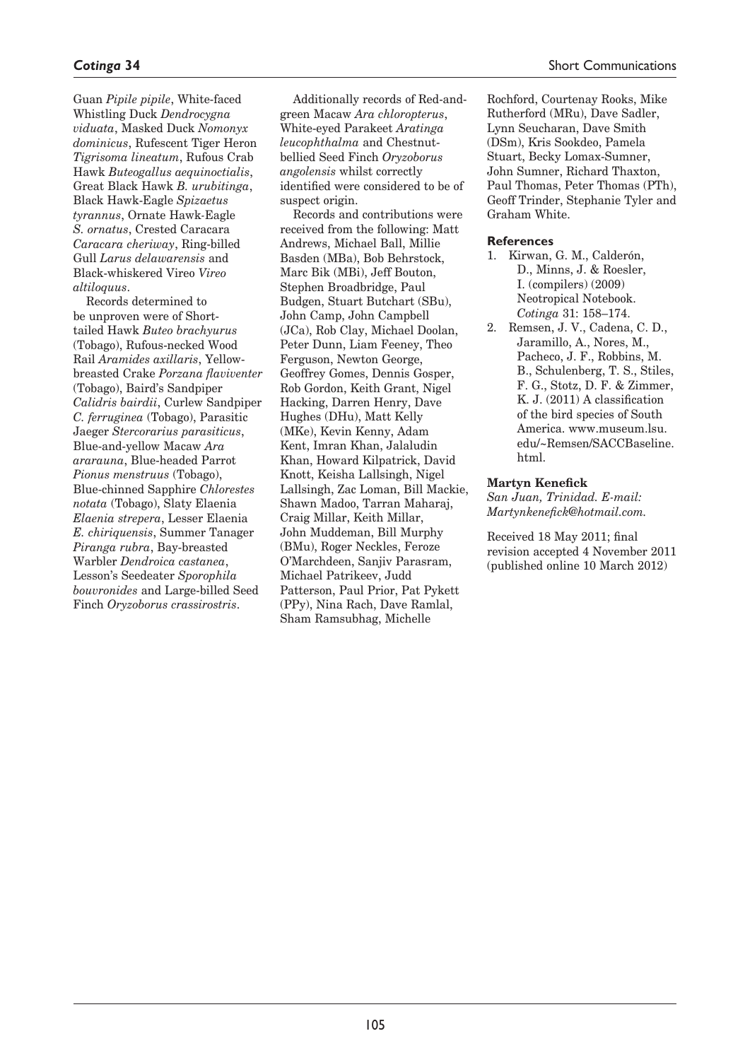Guan *Pipile pipile*, White-faced Whistling Duck *Dendrocygna viduata*, Masked Duck *Nomonyx dominicus*, Rufescent Tiger Heron *Tigrisoma lineatum*, Rufous Crab Hawk *Buteogallus aequinoctialis*, Great Black Hawk *B. urubitinga*, Black Hawk-Eagle *Spizaetus tyrannus*, Ornate Hawk-Eagle *S. ornatus*, Crested Caracara *Caracara cheriway*, Ring-billed Gull *Larus delawarensis* and Black-whiskered Vireo *Vireo altiloquus*.

Records determined to be unproven were of Short-tailed Hawk *Buteo brachyurus* (Tobago), Rufous-necked Wood Rail *Aramides axillaris*, Yellow-breasted Crake *Porzana flaviventer* (Tobago), Baird's Sandpiper *Calidris bairdii*, Curlew Sandpiper *C. ferruginea* (Tobago), Parasitic Jaeger *Stercorarius parasiticus*, Blue-and-yellow Macaw *Ara ararauna*, Blue-headed Parrot *Pionus menstruus* (Tobago), Blue-chinned Sapphire *Chlorestes notata* (Tobago), Slaty Elaenia *Elaenia strepera*, Lesser Elaenia *E. chiriquensis*, Summer Tanager *Piranga rubra*, Bay-breasted Warbler *Dendroica castanea*, Lesson's Seedeater *Sporophila bouvronides* and Large-billed Seed Finch *Oryzoborus crassirostris*.

Additionally records of Red-and-green Macaw *Ara chloropterus*, White-eyed Parakeet *Aratinga leucophthalma* and Chestnut-bellied Seed Finch *Oryzoborus angolensis* whilst correctly identified were considered to be of suspect origin.

Records and contributions were received from the following: Matt Andrews, Michael Ball, Millie Basden (MBa), Bob Behrstock, Marc Bik (MBi), Jeff Bouton, Stephen Broadbridge, Paul Budgen, Stuart Butchart (SBu), John Camp, John Campbell (JCa), Rob Clay, Michael Doolan, Peter Dunn, Liam Feeney, Theo Ferguson, Newton George, Geoffrey Gomes, Dennis Gosper, Rob Gordon, Keith Grant, Nigel Hacking, Darren Henry, Dave Hughes (DHu), Matt Kelly (MKe), Kevin Kenny, Adam Kent, Imran Khan, Jalaludin Khan, Howard Kilpatrick, David Knott, Keisha Lallsingh, Nigel Lallsingh, Zac Loman, Bill Mackie, Shawn Madoo, Tarran Maharaj, Craig Millar, Keith Millar, John Muddeman, Bill Murphy (BMu), Roger Neckles, Feroze O'Marchdeen, Sanjiv Parasram, Michael Patrikeev, Judd Patterson, Paul Prior, Pat Pykett (PPy), Nina Rach, Dave Ramlal, Sham Ramsubhag, Michelle Rochford, Courtenay Rooks, Mike Rutherford (MRu), Dave Sadler, Lynn Seucharan, Dave Smith (DSm), Kris Sookdeo, Pamela Stuart, Becky Lomax-Sumner, John Sumner, Richard Thaxton, Paul Thomas, Peter Thomas (PTh), Geoff Trinder, Stephanie Tyler and Graham White.

### References

1. Kirwan, G. M., Calderón, D., Minns, J. & Roesler, I. (compilers) (2009) Neotropical Notebook. *Cotinga* 31: 158–174.
2. Remsen, J. V., Cadena, C. D., Jaramillo, A., Nores, M., Pacheco, J. F., Robbins, M. B., Schulenberg, T. S., Stiles, F. G., Stotz, D. F. & Zimmer, K. J. (2011) A classification of the bird species of South America. www.museum.lsu.edu/~Remsen/SACCBaseline.html.

**Martyn Kenefick**

*San Juan, Trinidad. E-mail: Martynkenefick@hotmail.com.*

Received 18 May 2011; final revision accepted 4 November 2011 (published online 10 March 2012)